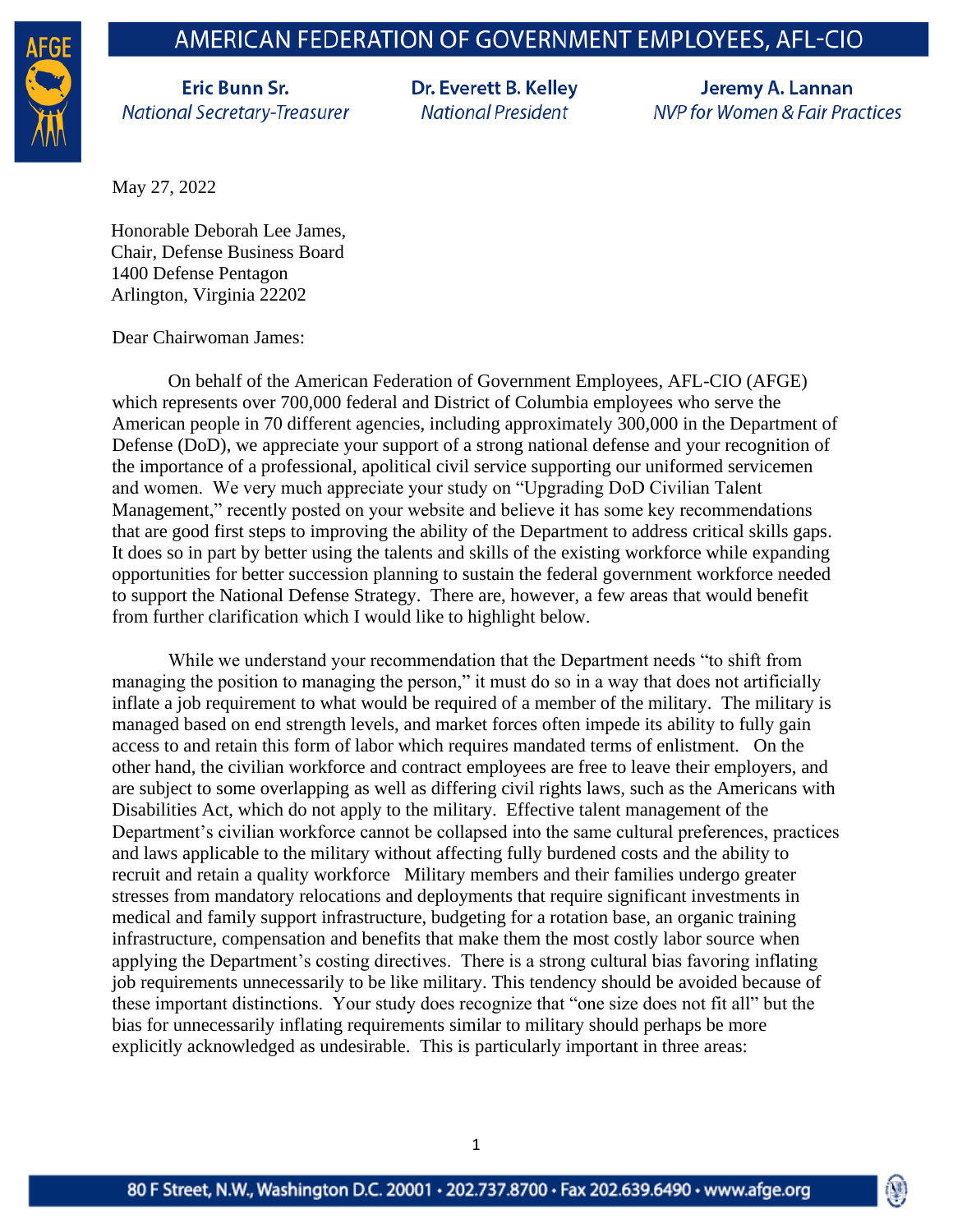# AMERICAN FEDERATION OF GOVERNMENT EMPLOYEES, AFL-CIO

**Eric Bunn Sr.**
*National Secretary-Treasurer*

**Dr. Everett B. Kelley**
*National President*

**Jeremy A. Lannan**
*NVP for Women & Fair Practices*

May 27, 2022

Honorable Deborah Lee James,
Chair, Defense Business Board
1400 Defense Pentagon
Arlington, Virginia 22202

Dear Chairwoman James:

On behalf of the American Federation of Government Employees, AFL-CIO (AFGE) which represents over 700,000 federal and District of Columbia employees who serve the American people in 70 different agencies, including approximately 300,000 in the Department of Defense (DoD), we appreciate your support of a strong national defense and your recognition of the importance of a professional, apolitical civil service supporting our uniformed servicemen and women. We very much appreciate your study on "Upgrading DoD Civilian Talent Management," recently posted on your website and believe it has some key recommendations that are good first steps to improving the ability of the Department to address critical skills gaps. It does so in part by better using the talents and skills of the existing workforce while expanding opportunities for better succession planning to sustain the federal government workforce needed to support the National Defense Strategy. There are, however, a few areas that would benefit from further clarification which I would like to highlight below.

While we understand your recommendation that the Department needs "to shift from managing the position to managing the person," it must do so in a way that does not artificially inflate a job requirement to what would be required of a member of the military. The military is managed based on end strength levels, and market forces often impede its ability to fully gain access to and retain this form of labor which requires mandated terms of enlistment. On the other hand, the civilian workforce and contract employees are free to leave their employers, and are subject to some overlapping as well as differing civil rights laws, such as the Americans with Disabilities Act, which do not apply to the military. Effective talent management of the Department's civilian workforce cannot be collapsed into the same cultural preferences, practices and laws applicable to the military without affecting fully burdened costs and the ability to recruit and retain a quality workforce Military members and their families undergo greater stresses from mandatory relocations and deployments that require significant investments in medical and family support infrastructure, budgeting for a rotation base, an organic training infrastructure, compensation and benefits that make them the most costly labor source when applying the Department's costing directives. There is a strong cultural bias favoring inflating job requirements unnecessarily to be like military. This tendency should be avoided because of these important distinctions. Your study does recognize that "one size does not fit all" but the bias for unnecessarily inflating requirements similar to military should perhaps be more explicitly acknowledged as undesirable. This is particularly important in three areas:

80 F Street, N.W., Washington D.C. 20001 • 202.737.8700 • Fax 202.639.6490 • www.afge.org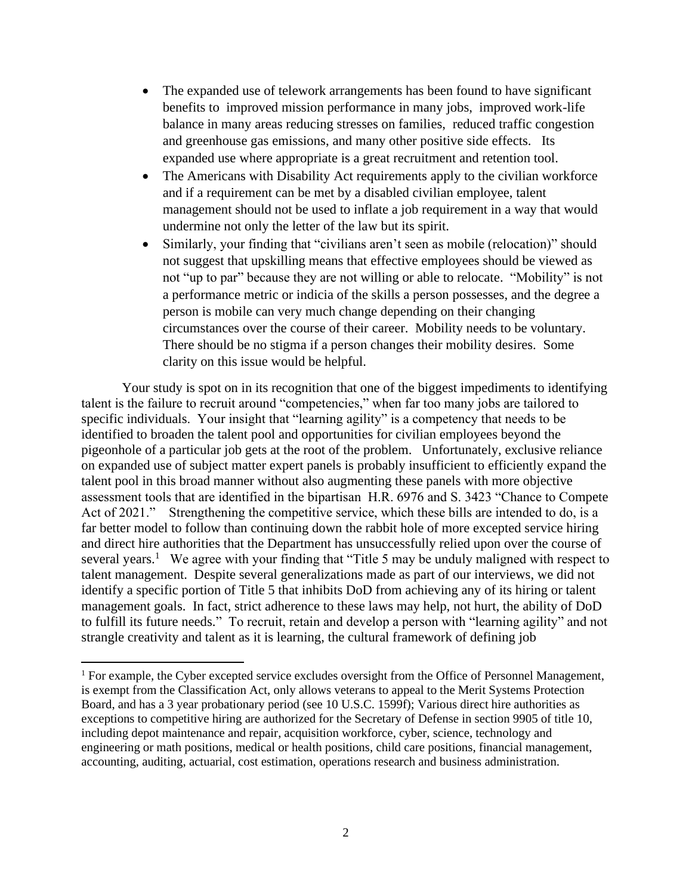- The expanded use of telework arrangements has been found to have significant benefits to improved mission performance in many jobs, improved work-life balance in many areas reducing stresses on families, reduced traffic congestion and greenhouse gas emissions, and many other positive side effects. Its expanded use where appropriate is a great recruitment and retention tool.
- The Americans with Disability Act requirements apply to the civilian workforce and if a requirement can be met by a disabled civilian employee, talent management should not be used to inflate a job requirement in a way that would undermine not only the letter of the law but its spirit.
- Similarly, your finding that "civilians aren't seen as mobile (relocation)" should not suggest that upskilling means that effective employees should be viewed as not "up to par" because they are not willing or able to relocate. "Mobility" is not a performance metric or indicia of the skills a person possesses, and the degree a person is mobile can very much change depending on their changing circumstances over the course of their career. Mobility needs to be voluntary. There should be no stigma if a person changes their mobility desires. Some clarity on this issue would be helpful.

Your study is spot on in its recognition that one of the biggest impediments to identifying talent is the failure to recruit around "competencies," when far too many jobs are tailored to specific individuals. Your insight that "learning agility" is a competency that needs to be identified to broaden the talent pool and opportunities for civilian employees beyond the pigeonhole of a particular job gets at the root of the problem. Unfortunately, exclusive reliance on expanded use of subject matter expert panels is probably insufficient to efficiently expand the talent pool in this broad manner without also augmenting these panels with more objective assessment tools that are identified in the bipartisan H.R. 6976 and S. 3423 "Chance to Compete Act of 2021." Strengthening the competitive service, which these bills are intended to do, is a far better model to follow than continuing down the rabbit hole of more excepted service hiring and direct hire authorities that the Department has unsuccessfully relied upon over the course of several years.[1] We agree with your finding that "Title 5 may be unduly maligned with respect to talent management. Despite several generalizations made as part of our interviews, we did not identify a specific portion of Title 5 that inhibits DoD from achieving any of its hiring or talent management goals. In fact, strict adherence to these laws may help, not hurt, the ability of DoD to fulfill its future needs." To recruit, retain and develop a person with "learning agility" and not strangle creativity and talent as it is learning, the cultural framework of defining job

[1] For example, the Cyber excepted service excludes oversight from the Office of Personnel Management, is exempt from the Classification Act, only allows veterans to appeal to the Merit Systems Protection Board, and has a 3 year probationary period (see 10 U.S.C. 1599f); Various direct hire authorities as exceptions to competitive hiring are authorized for the Secretary of Defense in section 9905 of title 10, including depot maintenance and repair, acquisition workforce, cyber, science, technology and engineering or math positions, medical or health positions, child care positions, financial management, accounting, auditing, actuarial, cost estimation, operations research and business administration.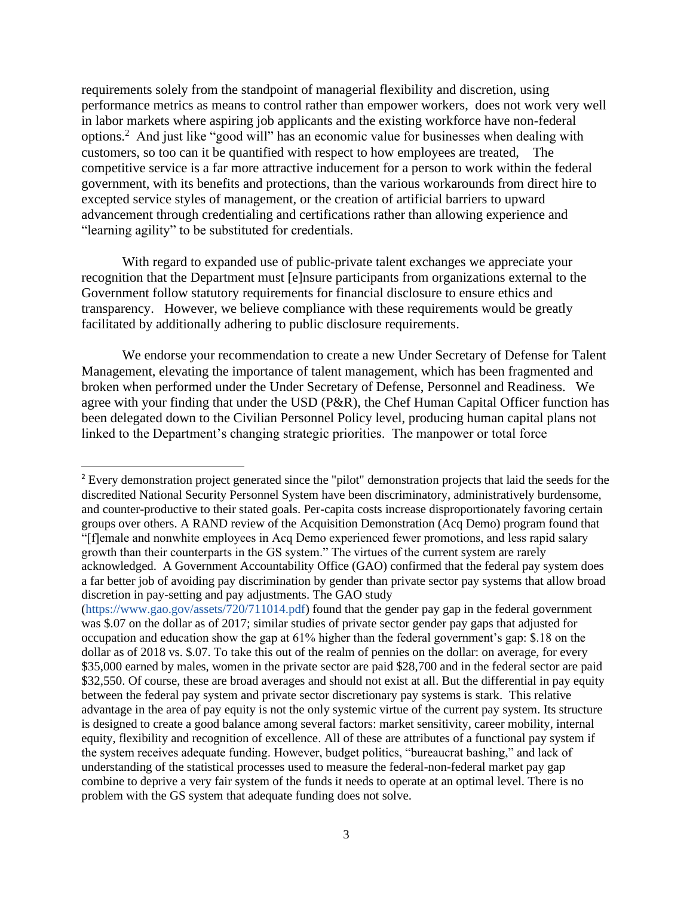requirements solely from the standpoint of managerial flexibility and discretion, using performance metrics as means to control rather than empower workers, does not work very well in labor markets where aspiring job applicants and the existing workforce have non-federal options.[2] And just like "good will" has an economic value for businesses when dealing with customers, so too can it be quantified with respect to how employees are treated, The competitive service is a far more attractive inducement for a person to work within the federal government, with its benefits and protections, than the various workarounds from direct hire to excepted service styles of management, or the creation of artificial barriers to upward advancement through credentialing and certifications rather than allowing experience and "learning agility" to be substituted for credentials.

With regard to expanded use of public-private talent exchanges we appreciate your recognition that the Department must [e]nsure participants from organizations external to the Government follow statutory requirements for financial disclosure to ensure ethics and transparency. However, we believe compliance with these requirements would be greatly facilitated by additionally adhering to public disclosure requirements.

We endorse your recommendation to create a new Under Secretary of Defense for Talent Management, elevating the importance of talent management, which has been fragmented and broken when performed under the Under Secretary of Defense, Personnel and Readiness. We agree with your finding that under the USD (P&R), the Chef Human Capital Officer function has been delegated down to the Civilian Personnel Policy level, producing human capital plans not linked to the Department's changing strategic priorities. The manpower or total force

---

[2] Every demonstration project generated since the "pilot" demonstration projects that laid the seeds for the discredited National Security Personnel System have been discriminatory, administratively burdensome, and counter-productive to their stated goals. Per-capita costs increase disproportionately favoring certain groups over others. A RAND review of the Acquisition Demonstration (Acq Demo) program found that "[f]emale and nonwhite employees in Acq Demo experienced fewer promotions, and less rapid salary growth than their counterparts in the GS system." The virtues of the current system are rarely acknowledged. A Government Accountability Office (GAO) confirmed that the federal pay system does a far better job of avoiding pay discrimination by gender than private sector pay systems that allow broad discretion in pay-setting and pay adjustments. The GAO study (https://www.gao.gov/assets/720/711014.pdf) found that the gender pay gap in the federal government was $.07 on the dollar as of 2017; similar studies of private sector gender pay gaps that adjusted for occupation and education show the gap at 61% higher than the federal government's gap: $.18 on the dollar as of 2018 vs. $.07. To take this out of the realm of pennies on the dollar: on average, for every $35,000 earned by males, women in the private sector are paid $28,700 and in the federal sector are paid $32,550. Of course, these are broad averages and should not exist at all. But the differential in pay equity between the federal pay system and private sector discretionary pay systems is stark. This relative advantage in the area of pay equity is not the only systemic virtue of the current pay system. Its structure is designed to create a good balance among several factors: market sensitivity, career mobility, internal equity, flexibility and recognition of excellence. All of these are attributes of a functional pay system if the system receives adequate funding. However, budget politics, "bureaucrat bashing," and lack of understanding of the statistical processes used to measure the federal-non-federal market pay gap combine to deprive a very fair system of the funds it needs to operate at an optimal level. There is no problem with the GS system that adequate funding does not solve.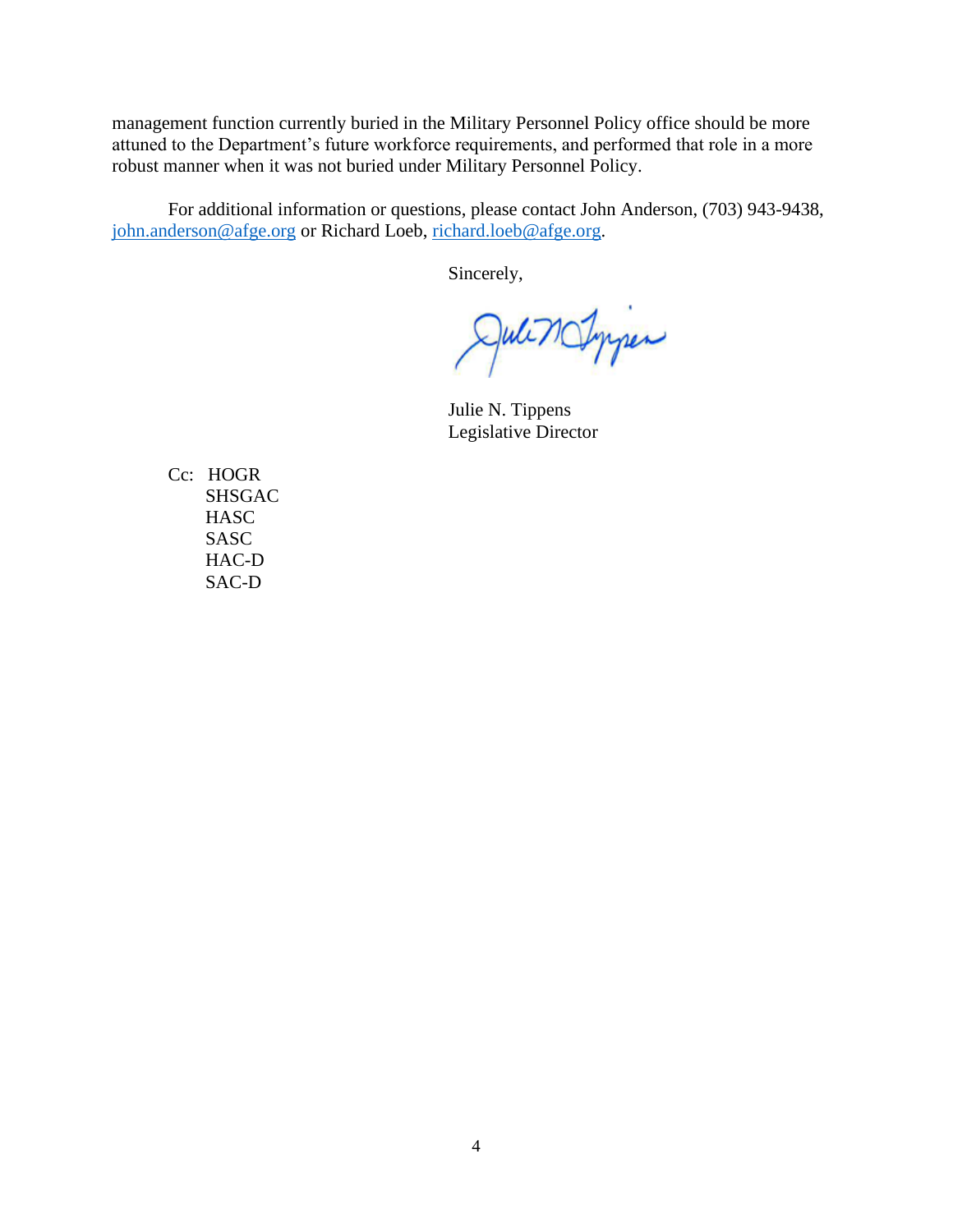management function currently buried in the Military Personnel Policy office should be more attuned to the Department's future workforce requirements, and performed that role in a more robust manner when it was not buried under Military Personnel Policy.

For additional information or questions, please contact John Anderson, (703) 943-9438, john.anderson@afge.org or Richard Loeb, richard.loeb@afge.org.

Sincerely,

Julie N. Tippens
Legislative Director

Cc: HOGR
SHSGAC
HASC
SASC
HAC-D
SAC-D